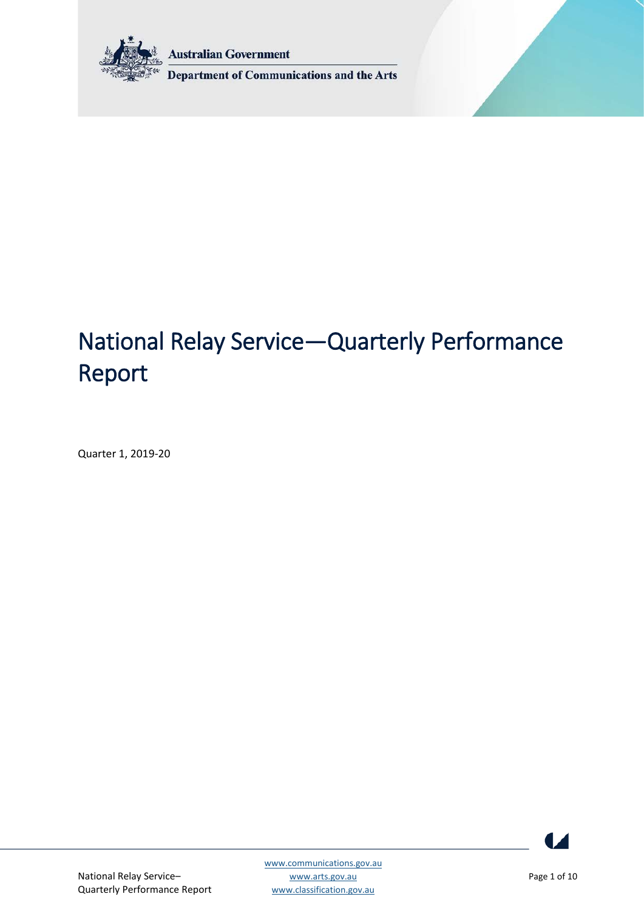Australian Government

Department of Communications and the Arts

# National Relay Service—Quarterly Performance Report

Quarter 1, 2019-20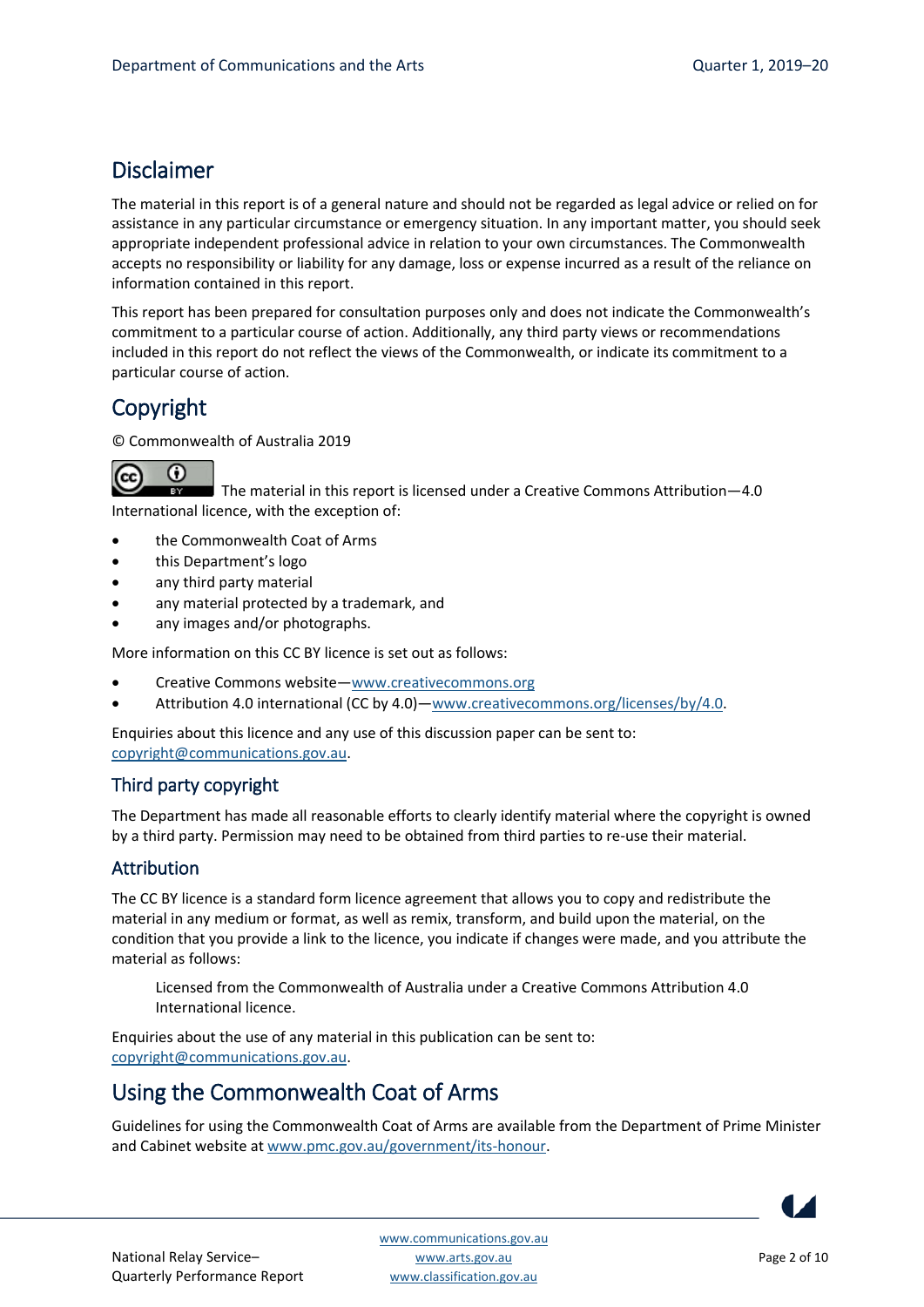# Disclaimer

The material in this report is of a general nature and should not be regarded as legal advice or relied on for assistance in any particular circumstance or emergency situation. In any important matter, you should seek appropriate independent professional advice in relation to your own circumstances. The Commonwealth accepts no responsibility or liability for any damage, loss or expense incurred as a result of the reliance on information contained in this report.

This report has been prepared for consultation purposes only and does not indicate the Commonwealth's commitment to a particular course of action. Additionally, any third party views or recommendations included in this report do not reflect the views of the Commonwealth, or indicate its commitment to a particular course of action.

# Copyright

© Commonwealth of Australia 2019

The material in this report is licensed under a Creative Commons Attribution—4.0 International licence, with the exception of:

- the Commonwealth Coat of Arms
- this Department's logo
- any third party material
- any material protected by a trademark, and
- any images and/or photographs.

More information on this CC BY licence is set out as follows:

- Creative Commons website—www.creativecommons.org
- Attribution 4.0 international (CC by 4.0)—www.creativecommons.org/licenses/by/4.0.

Enquiries about this licence and any use of this discussion paper can be sent to: copyright@communications.gov.au.

## Third party copyright

The Department has made all reasonable efforts to clearly identify material where the copyright is owned by a third party. Permission may need to be obtained from third parties to re-use their material.

## Attribution

The CC BY licence is a standard form licence agreement that allows you to copy and redistribute the material in any medium or format, as well as remix, transform, and build upon the material, on the condition that you provide a link to the licence, you indicate if changes were made, and you attribute the material as follows:

> Licensed from the Commonwealth of Australia under a Creative Commons Attribution 4.0 International licence.

Enquiries about the use of any material in this publication can be sent to: copyright@communications.gov.au.

# Using the Commonwealth Coat of Arms

Guidelines for using the Commonwealth Coat of Arms are available from the Department of Prime Minister and Cabinet website at www.pmc.gov.au/government/its-honour.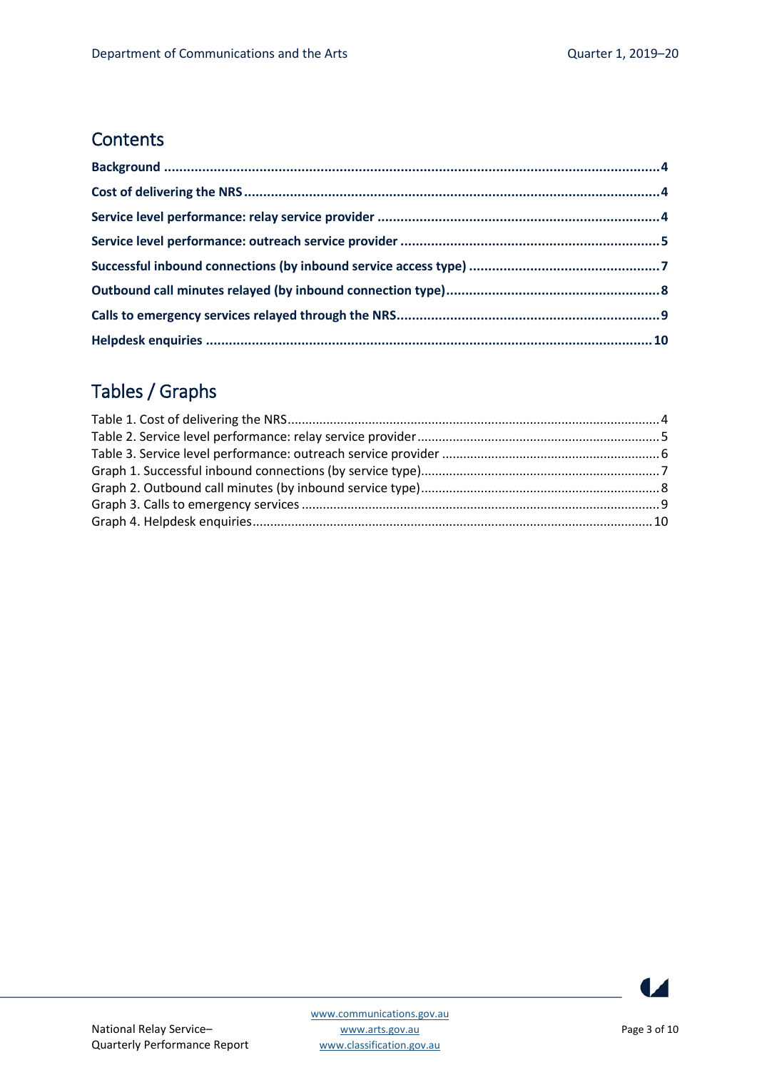## Contents

**Background** .......... **4**

**Cost of delivering the NRS** .......... **4**

**Service level performance: relay service provider** .......... **4**

**Service level performance: outreach service provider** .......... **5**

**Successful inbound connections (by inbound service access type)** .......... **7**

**Outbound call minutes relayed (by inbound connection type)** .......... **8**

**Calls to emergency services relayed through the NRS** .......... **9**

**Helpdesk enquiries** .......... **10**

## Tables / Graphs

Table 1. Cost of delivering the NRS .......... 4

Table 2. Service level performance: relay service provider .......... 5

Table 3. Service level performance: outreach service provider .......... 6

Graph 1. Successful inbound connections (by service type) .......... 7

Graph 2. Outbound call minutes (by inbound service type) .......... 8

Graph 3. Calls to emergency services .......... 9

Graph 4. Helpdesk enquiries .......... 10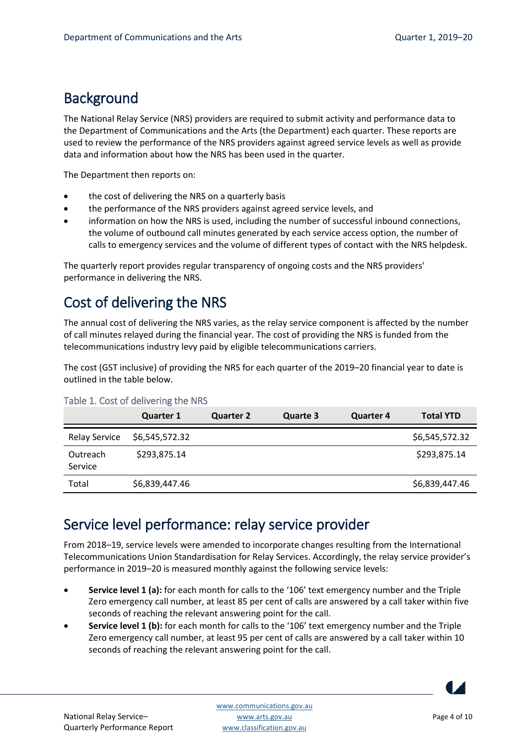# Background

The National Relay Service (NRS) providers are required to submit activity and performance data to the Department of Communications and the Arts (the Department) each quarter. These reports are used to review the performance of the NRS providers against agreed service levels as well as provide data and information about how the NRS has been used in the quarter.

The Department then reports on:

- the cost of delivering the NRS on a quarterly basis
- the performance of the NRS providers against agreed service levels, and
- information on how the NRS is used, including the number of successful inbound connections, the volume of outbound call minutes generated by each service access option, the number of calls to emergency services and the volume of different types of contact with the NRS helpdesk.

The quarterly report provides regular transparency of ongoing costs and the NRS providers' performance in delivering the NRS.

# Cost of delivering the NRS

The annual cost of delivering the NRS varies, as the relay service component is affected by the number of call minutes relayed during the financial year. The cost of providing the NRS is funded from the telecommunications industry levy paid by eligible telecommunications carriers.

The cost (GST inclusive) of providing the NRS for each quarter of the 2019–20 financial year to date is outlined in the table below.

Table 1. Cost of delivering the NRS

| | Quarter 1 | Quarter 2 | Quarte 3 | Quarter 4 | Total YTD |
|---|---|---|---|---|---|
| Relay Service | $6,545,572.32 | | | | $6,545,572.32 |
| Outreach Service | $293,875.14 | | | | $293,875.14 |
| Total | $6,839,447.46 | | | | $6,839,447.46 |

# Service level performance: relay service provider

From 2018–19, service levels were amended to incorporate changes resulting from the International Telecommunications Union Standardisation for Relay Services. Accordingly, the relay service provider's performance in 2019–20 is measured monthly against the following service levels:

- **Service level 1 (a):** for each month for calls to the '106' text emergency number and the Triple Zero emergency call number, at least 85 per cent of calls are answered by a call taker within five seconds of reaching the relevant answering point for the call.
- **Service level 1 (b):** for each month for calls to the '106' text emergency number and the Triple Zero emergency call number, at least 95 per cent of calls are answered by a call taker within 10 seconds of reaching the relevant answering point for the call.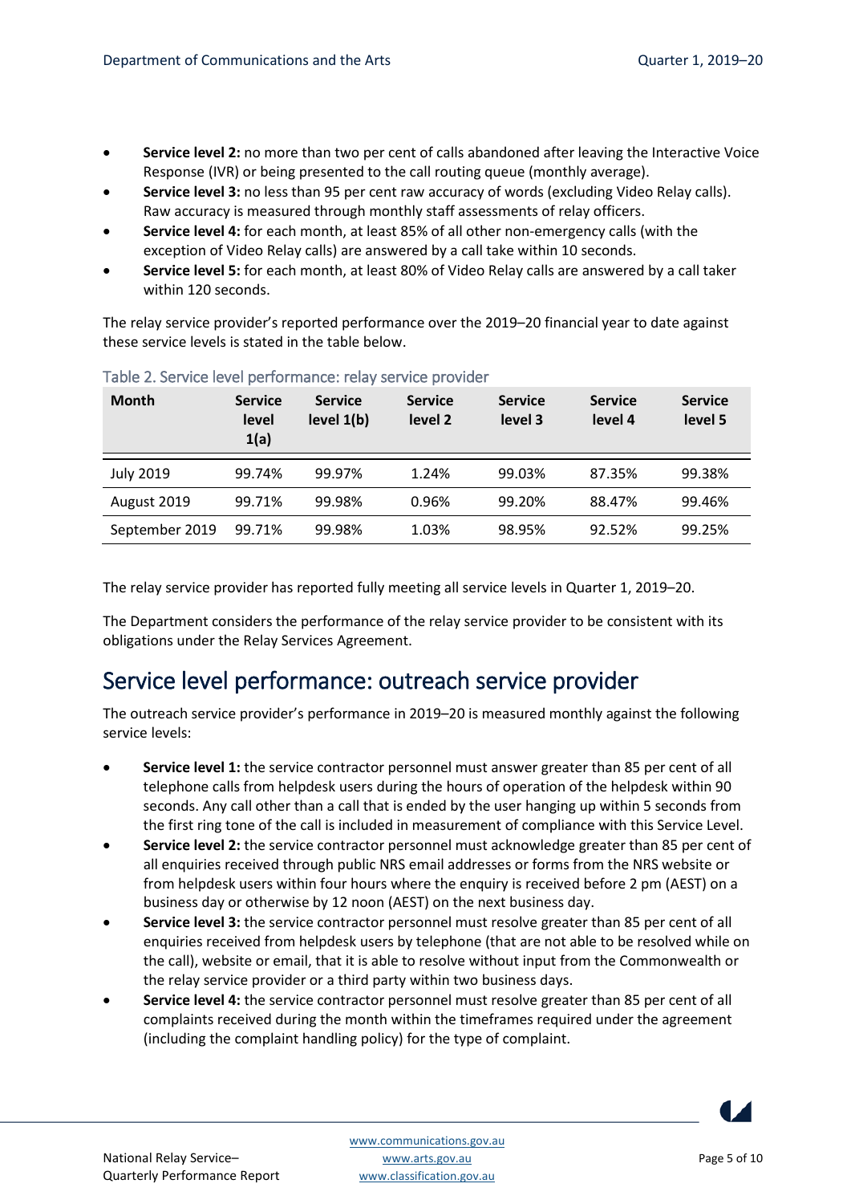- **Service level 2:** no more than two per cent of calls abandoned after leaving the Interactive Voice Response (IVR) or being presented to the call routing queue (monthly average).
- **Service level 3:** no less than 95 per cent raw accuracy of words (excluding Video Relay calls). Raw accuracy is measured through monthly staff assessments of relay officers.
- **Service level 4:** for each month, at least 85% of all other non-emergency calls (with the exception of Video Relay calls) are answered by a call take within 10 seconds.
- **Service level 5:** for each month, at least 80% of Video Relay calls are answered by a call taker within 120 seconds.

The relay service provider's reported performance over the 2019–20 financial year to date against these service levels is stated in the table below.

Table 2. Service level performance: relay service provider

| Month | Service level 1(a) | Service level 1(b) | Service level 2 | Service level 3 | Service level 4 | Service level 5 |
|---|---|---|---|---|---|---|
| July 2019 | 99.74% | 99.97% | 1.24% | 99.03% | 87.35% | 99.38% |
| August 2019 | 99.71% | 99.98% | 0.96% | 99.20% | 88.47% | 99.46% |
| September 2019 | 99.71% | 99.98% | 1.03% | 98.95% | 92.52% | 99.25% |

The relay service provider has reported fully meeting all service levels in Quarter 1, 2019–20.

The Department considers the performance of the relay service provider to be consistent with its obligations under the Relay Services Agreement.

## Service level performance: outreach service provider

The outreach service provider's performance in 2019–20 is measured monthly against the following service levels:

- **Service level 1:** the service contractor personnel must answer greater than 85 per cent of all telephone calls from helpdesk users during the hours of operation of the helpdesk within 90 seconds. Any call other than a call that is ended by the user hanging up within 5 seconds from the first ring tone of the call is included in measurement of compliance with this Service Level.
- **Service level 2:** the service contractor personnel must acknowledge greater than 85 per cent of all enquiries received through public NRS email addresses or forms from the NRS website or from helpdesk users within four hours where the enquiry is received before 2 pm (AEST) on a business day or otherwise by 12 noon (AEST) on the next business day.
- **Service level 3:** the service contractor personnel must resolve greater than 85 per cent of all enquiries received from helpdesk users by telephone (that are not able to be resolved while on the call), website or email, that it is able to resolve without input from the Commonwealth or the relay service provider or a third party within two business days.
- **Service level 4:** the service contractor personnel must resolve greater than 85 per cent of all complaints received during the month within the timeframes required under the agreement (including the complaint handling policy) for the type of complaint.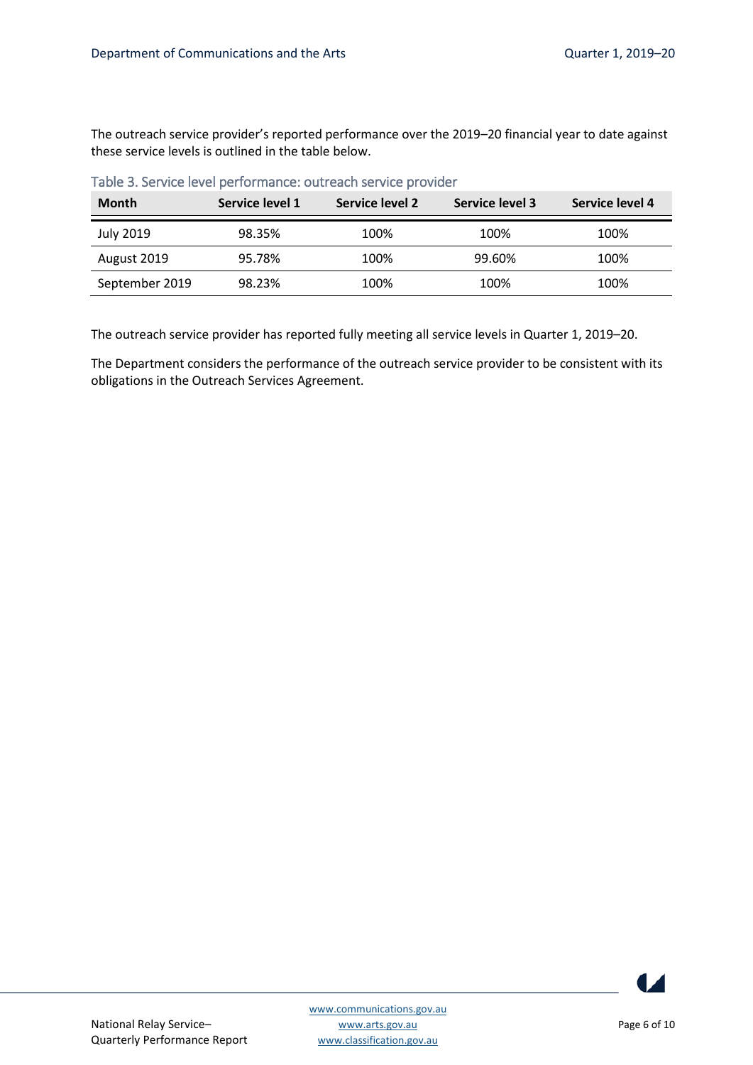The outreach service provider's reported performance over the 2019–20 financial year to date against these service levels is outlined in the table below.

Table 3. Service level performance: outreach service provider

| Month | Service level 1 | Service level 2 | Service level 3 | Service level 4 |
|---|---|---|---|---|
| July 2019 | 98.35% | 100% | 100% | 100% |
| August 2019 | 95.78% | 100% | 99.60% | 100% |
| September 2019 | 98.23% | 100% | 100% | 100% |

The outreach service provider has reported fully meeting all service levels in Quarter 1, 2019–20.

The Department considers the performance of the outreach service provider to be consistent with its obligations in the Outreach Services Agreement.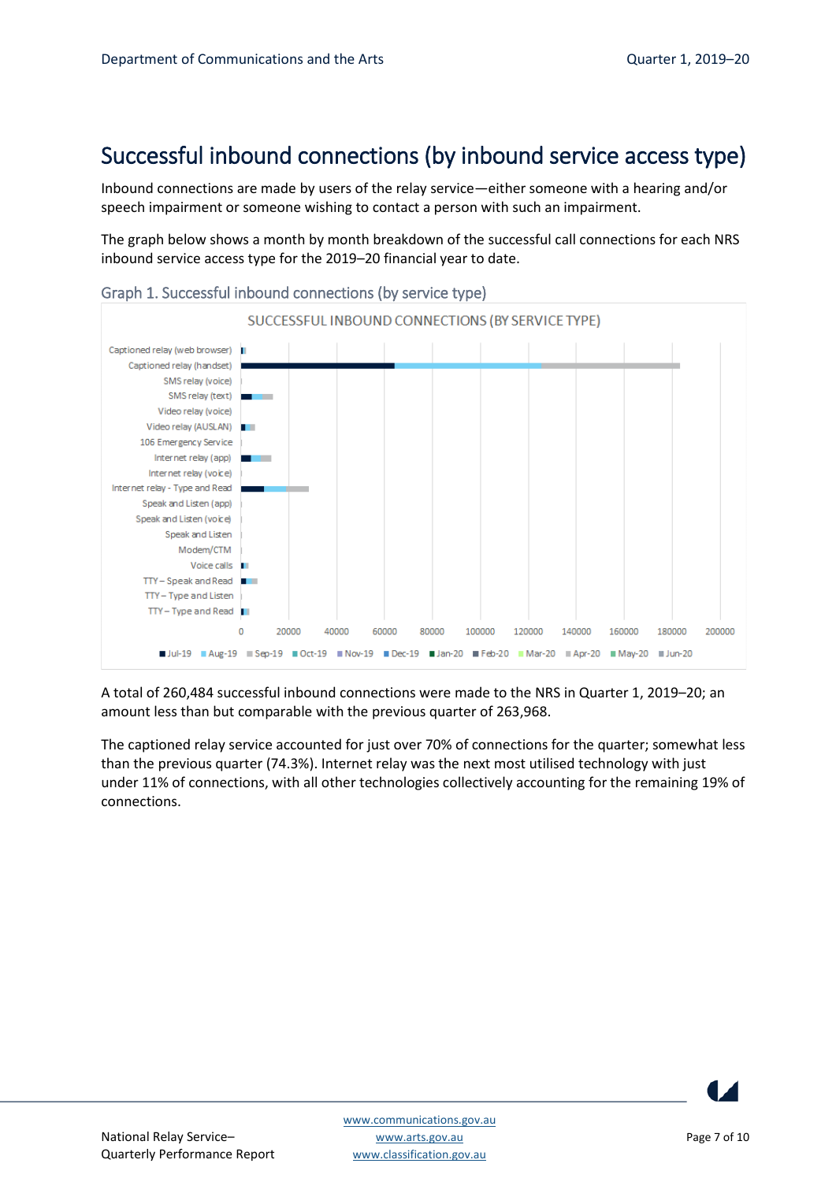# Successful inbound connections (by inbound service access type)

Inbound connections are made by users of the relay service—either someone with a hearing and/or speech impairment or someone wishing to contact a person with such an impairment.

The graph below shows a month by month breakdown of the successful call connections for each NRS inbound service access type for the 2019–20 financial year to date.

## Graph 1. Successful inbound connections (by service type)

SUCCESSFUL INBOUND CONNECTIONS (BY SERVICE TYPE)

Captioned relay (web browser)
Captioned relay (handset)
SMS relay (voice)
SMS relay (text)
Video relay (voice)
Video relay (AUSLAN)
106 Emergency Service
Internet relay (app)
Internet relay (voice)
Internet relay - Type and Read
Speak and Listen (app)
Speak and Listen (voice)
Speak and Listen
Modem/CTM
Voice calls
TTY – Speak and Read
TTY – Type and Listen
TTY – Type and Read

0 20000 40000 60000 80000 100000 120000 140000 160000 180000 200000

Jul-19 Aug-19 Sep-19 Oct-19 Nov-19 Dec-19 Jan-20 Feb-20 Mar-20 Apr-20 May-20 Jun-20

A total of 260,484 successful inbound connections were made to the NRS in Quarter 1, 2019–20; an amount less than but comparable with the previous quarter of 263,968.

The captioned relay service accounted for just over 70% of connections for the quarter; somewhat less than the previous quarter (74.3%). Internet relay was the next most utilised technology with just under 11% of connections, with all other technologies collectively accounting for the remaining 19% of connections.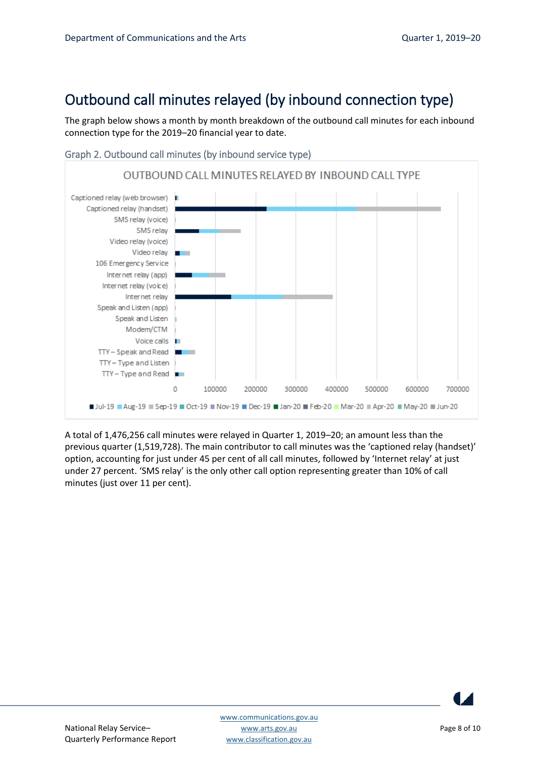# Outbound call minutes relayed (by inbound connection type)

The graph below shows a month by month breakdown of the outbound call minutes for each inbound connection type for the 2019–20 financial year to date.

Graph 2. Outbound call minutes (by inbound service type)

OUTBOUND CALL MINUTES RELAYED BY INBOUND CALL TYPE

Captioned relay (web browser)
Captioned relay (handset)
SMS relay (voice)
SMS relay
Video relay (voice)
Video relay
106 Emergency Service
Internet relay (app)
Internet relay (voice)
Internet relay
Speak and Listen (app)
Speak and Listen
Modem/CTM
Voice calls
TTY – Speak and Read
TTY – Type and Listen
TTY – Type and Read

0 100000 200000 300000 400000 500000 600000 700000

Jul-19 Aug-19 Sep-19 Oct-19 Nov-19 Dec-19 Jan-20 Feb-20 Mar-20 Apr-20 May-20 Jun-20

A total of 1,476,256 call minutes were relayed in Quarter 1, 2019–20; an amount less than the previous quarter (1,519,728). The main contributor to call minutes was the 'captioned relay (handset)' option, accounting for just under 45 per cent of all call minutes, followed by 'Internet relay' at just under 27 percent. 'SMS relay' is the only other call option representing greater than 10% of call minutes (just over 11 per cent).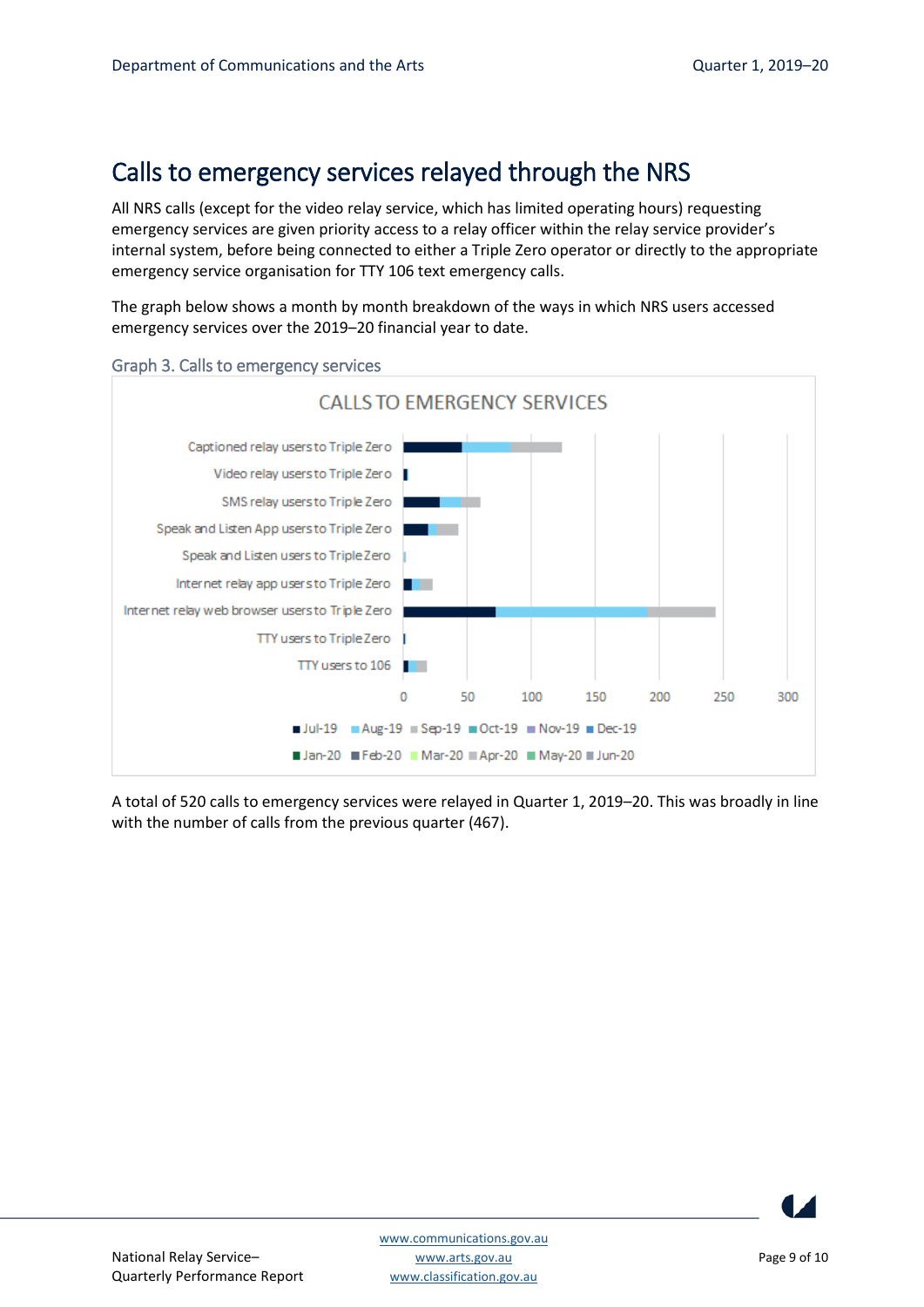## Calls to emergency services relayed through the NRS

All NRS calls (except for the video relay service, which has limited operating hours) requesting emergency services are given priority access to a relay officer within the relay service provider's internal system, before being connected to either a Triple Zero operator or directly to the appropriate emergency service organisation for TTY 106 text emergency calls.

The graph below shows a month by month breakdown of the ways in which NRS users accessed emergency services over the 2019–20 financial year to date.

Graph 3. Calls to emergency services

CALLS TO EMERGENCY SERVICES

Captioned relay users to Triple Zero
Video relay users to Triple Zero
SMS relay users to Triple Zero
Speak and Listen App users to Triple Zero
Speak and Listen users to Triple Zero
Internet relay app users to Triple Zero
Internet relay web browser users to Triple Zero
TTY users to Triple Zero
TTY users to 106

0 50 100 150 200 250 300

Jul-19 Aug-19 Sep-19 Oct-19 Nov-19 Dec-19
Jan-20 Feb-20 Mar-20 Apr-20 May-20 Jun-20

A total of 520 calls to emergency services were relayed in Quarter 1, 2019–20. This was broadly in line with the number of calls from the previous quarter (467).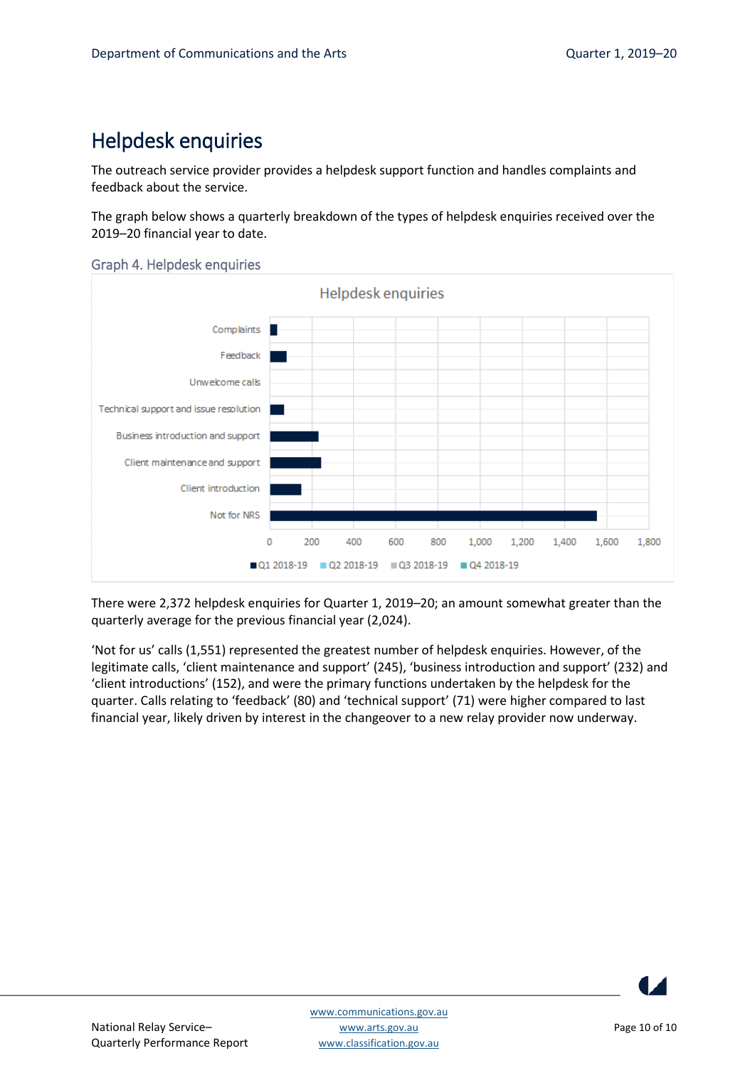# Helpdesk enquiries

The outreach service provider provides a helpdesk support function and handles complaints and feedback about the service.

The graph below shows a quarterly breakdown of the types of helpdesk enquiries received over the 2019–20 financial year to date.

## Graph 4. Helpdesk enquiries

Helpdesk enquiries

Complaints
Feedback
Unwelcome calls
Technical support and issue resolution
Business introduction and support
Client maintenance and support
Client introduction
Not for NRS

0 200 400 600 800 1,000 1,200 1,400 1,600 1,800

Q1 2018-19 Q2 2018-19 Q3 2018-19 Q4 2018-19

There were 2,372 helpdesk enquiries for Quarter 1, 2019–20; an amount somewhat greater than the quarterly average for the previous financial year (2,024).

'Not for us' calls (1,551) represented the greatest number of helpdesk enquiries. However, of the legitimate calls, 'client maintenance and support' (245), 'business introduction and support' (232) and 'client introductions' (152), and were the primary functions undertaken by the helpdesk for the quarter. Calls relating to 'feedback' (80) and 'technical support' (71) were higher compared to last financial year, likely driven by interest in the changeover to a new relay provider now underway.